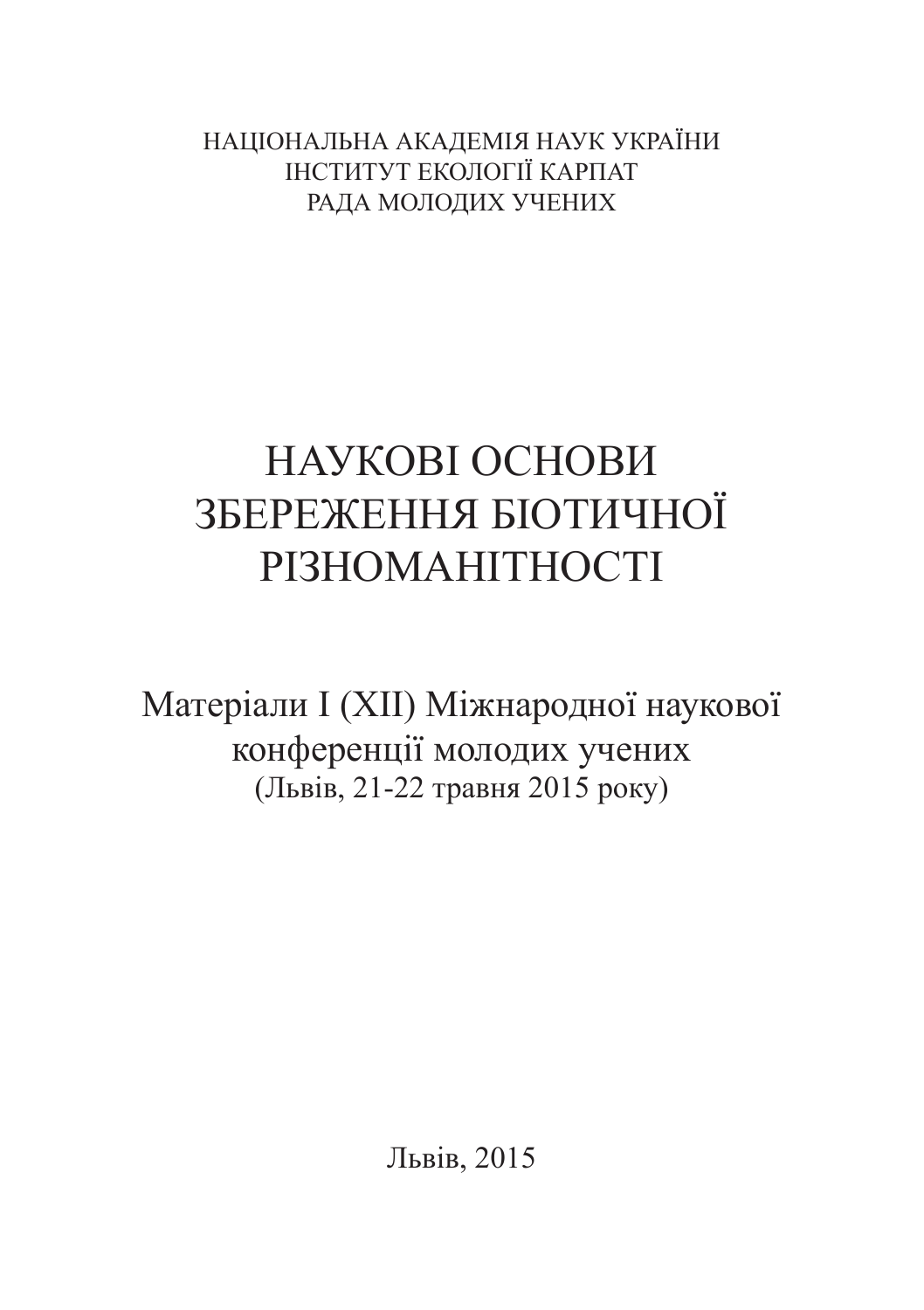НАЦІОНАЛЬНА АКАДЕМІЯ НАУК УКРАЇНИ
ІНСТИТУТ ЕКОЛОГІЇ КАРПАТ
РАДА МОЛОДИХ УЧЕНИХ

# НАУКОВІ ОСНОВИ ЗБЕРЕЖЕННЯ БІОТИЧНОЇ РІЗНОМАНІТНОСТІ

## Матеріали I (XII) Міжнародної наукової конференції молодих учених

(Львів, 21-22 травня 2015 року)

Львів, 2015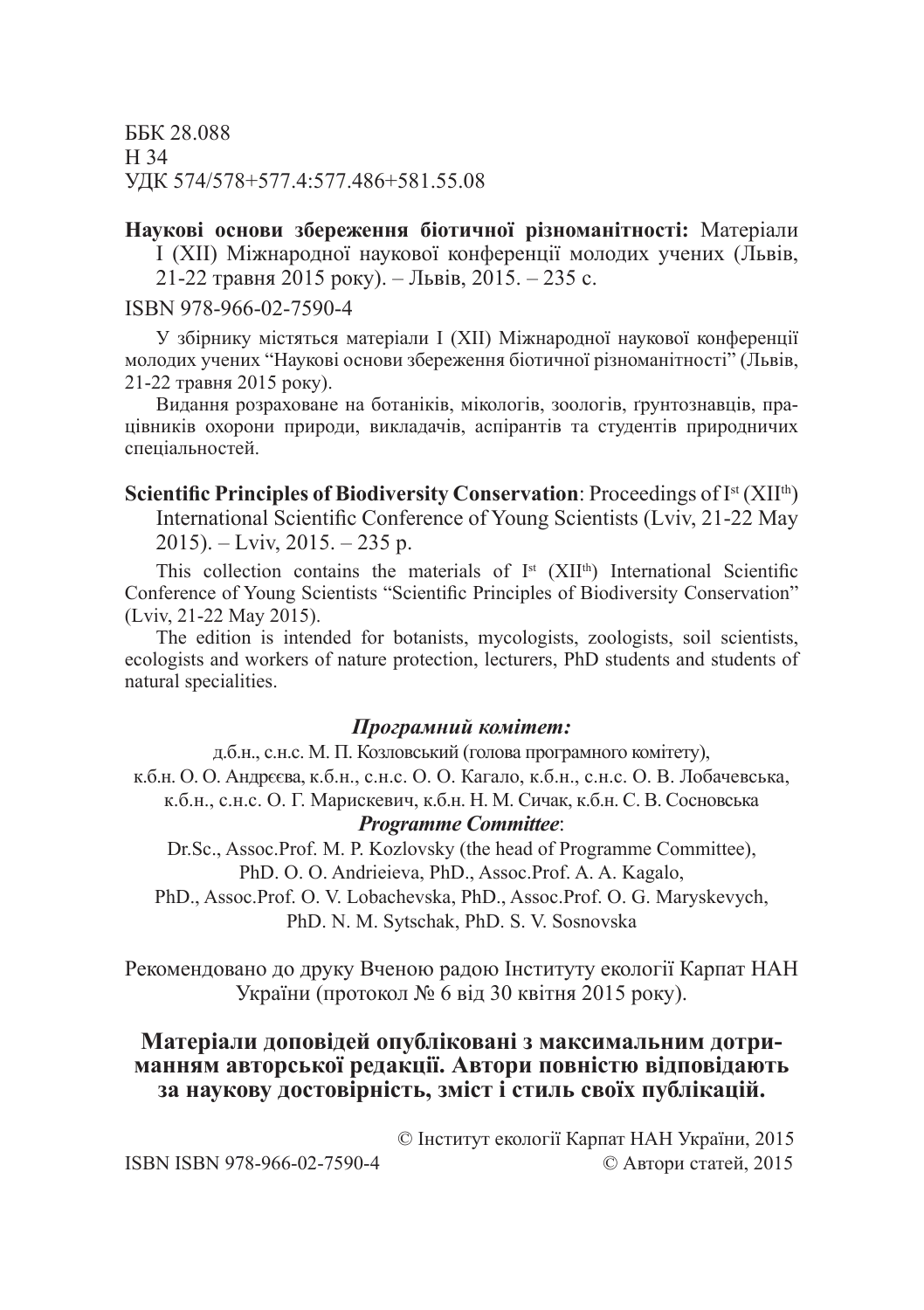ББК 28.088
Н 34
УДК 574/578+577.4:577.486+581.55.08

**Наукові основи збереження біотичної різноманітності:** Матеріали І (ХІІ) Міжнародної наукової конференції молодих учених (Львів, 21-22 травня 2015 року). – Львів, 2015. – 235 с.

ISBN 978-966-02-7590-4

У збірнику містяться матеріали І (ХІІ) Міжнародної наукової конференції молодих учених "Наукові основи збереження біотичної різноманітності" (Львів, 21-22 травня 2015 року).

Видання розраховане на ботаніків, мікологів, зоологів, ґрунтознавців, працівників охорони природи, викладачів, аспірантів та студентів природничих спеціальностей.

**Scientific Principles of Biodiversity Conservation**: Proceedings of I[st] (XII[th]) International Scientific Conference of Young Scientists (Lviv, 21-22 May 2015). – Lviv, 2015. – 235 p.

This collection contains the materials of I[st] (XII[th]) International Scientific Conference of Young Scientists "Scientific Principles of Biodiversity Conservation" (Lviv, 21-22 May 2015).

The edition is intended for botanists, mycologists, zoologists, soil scientists, ecologists and workers of nature protection, lecturers, PhD students and students of natural specialities.

***Програмний комітет:***

д.б.н., с.н.с. М. П. Козловський (голова програмного комітету),
к.б.н. О. О. Андрєєва, к.б.н., с.н.с. О. О. Кагало, к.б.н., с.н.с. О. В. Лобачевська,
к.б.н., с.н.с. О. Г. Марискевич, к.б.н. Н. М. Сичак, к.б.н. С. В. Сосновська

***Programme Committee***:

Dr.Sc., Assoc.Prof. M. P. Kozlovsky (the head of Programme Committee),
PhD. O. O. Andrieieva, PhD., Assoc.Prof. A. A. Kagalo,
PhD., Assoc.Prof. O. V. Lobachevska, PhD., Assoc.Prof. O. G. Maryskevych,
PhD. N. M. Sytschak, PhD. S. V. Sosnovska

Рекомендовано до друку Вченою радою Інституту екології Карпат НАН України (протокол № 6 від 30 квітня 2015 року).

**Матеріали доповідей опубліковані з максимальним дотриманням авторської редакції. Автори повністю відповідають за наукову достовірність, зміст і стиль своїх публікацій.**

© Інститут екології Карпат НАН України, 2015

ISBN ISBN 978-966-02-7590-4

© Автори статей, 2015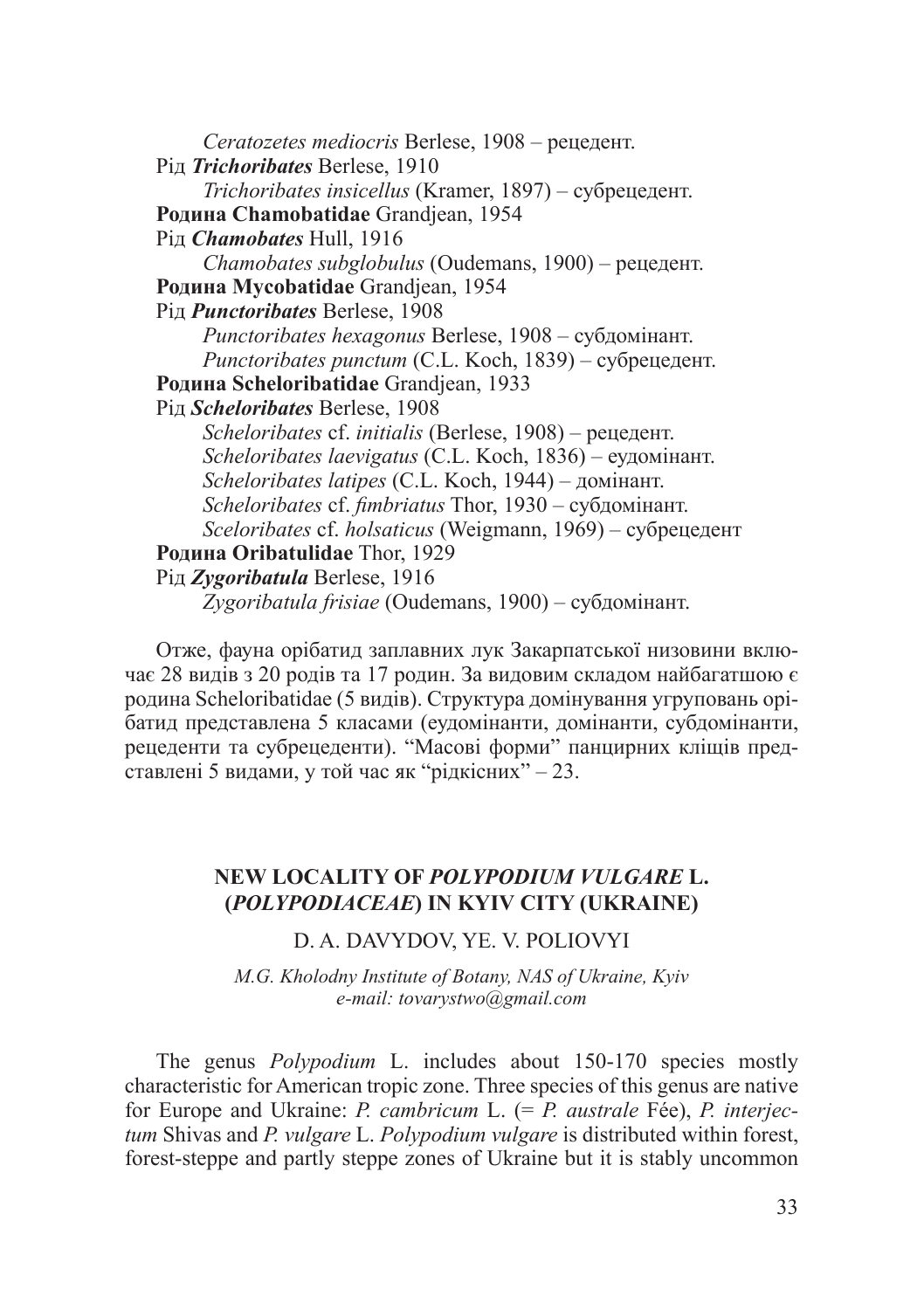*Ceratozetes mediocris* Berlese, 1908 – рецедент.

Рід ***Trichoribates*** Berlese, 1910

*Trichoribates insicellus* (Kramer, 1897) – субрецедент.

**Родина Chamobatidae** Grandjean, 1954

Рід ***Chamobates*** Hull, 1916

*Chamobates subglobulus* (Oudemans, 1900) – рецедент.

**Родина Mycobatidae** Grandjean, 1954

Рід ***Punctoribates*** Berlese, 1908

*Punctoribates hexagonus* Berlese, 1908 – субдомінант.

*Punctoribates punctum* (C.L. Koch, 1839) – субрецедент.

**Родина Scheloribatidae** Grandjean, 1933

Рід ***Scheloribates*** Berlese, 1908

*Scheloribates* cf. *initialis* (Berlese, 1908) – рецедент.

*Scheloribates laevigatus* (C.L. Koch, 1836) – еудомінант.

*Scheloribates latipes* (C.L. Koch, 1944) – домінант.

*Scheloribates* cf. *fimbriatus* Thor, 1930 – субдомінант.

*Sceloribates* cf. *holsaticus* (Weigmann, 1969) – субрецедент

**Родина Oribatulidae** Thor, 1929

Рід ***Zygoribatula*** Berlese, 1916

*Zygoribatula frisiae* (Oudemans, 1900) – субдомінант.

Отже, фауна орібатид заплавних лук Закарпатської низовини включає 28 видів з 20 родів та 17 родин. За видовим складом найбагатшою є родина Scheloribatidae (5 видів). Структура домінування угруповань орібатид представлена 5 класами (еудомінанти, домінанти, субдомінанти, рецеденти та субрецеденти). "Масові форми" панцирних кліщів представлені 5 видами, у той час як "рідкісних" – 23.

## NEW LOCALITY OF *POLYPODIUM VULGARE* L. (*POLYPODIACEAE*) IN KYIV CITY (UKRAINE)

D. A. DAVYDOV, YE. V. POLIOVYI

*M.G. Kholodny Institute of Botany, NAS of Ukraine, Kyiv*
*e-mail: tovarystwo@gmail.com*

The genus *Polypodium* L. includes about 150-170 species mostly characteristic for American tropic zone. Three species of this genus are native for Europe and Ukraine: *P. cambricum* L. (= *P. australe* Fée), *P. interjectum* Shivas and *P. vulgare* L. *Polypodium vulgare* is distributed within forest, forest-steppe and partly steppe zones of Ukraine but it is stably uncommon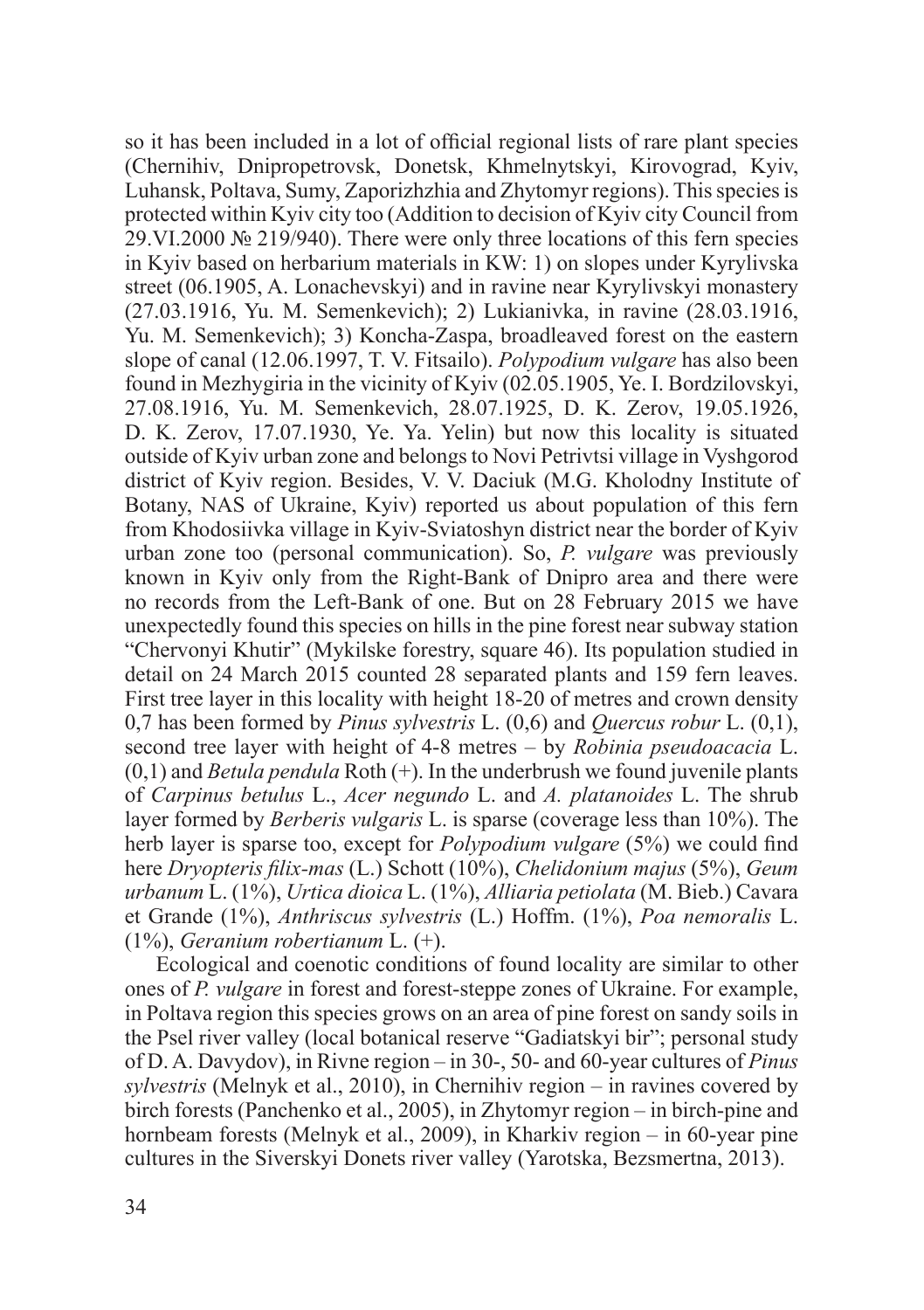so it has been included in a lot of official regional lists of rare plant species (Chernihiv, Dnipropetrovsk, Donetsk, Khmelnytskyi, Kirovograd, Kyiv, Luhansk, Poltava, Sumy, Zaporizhzhia and Zhytomyr regions). This species is protected within Kyiv city too (Addition to decision of Kyiv city Council from 29.VI.2000 № 219/940). There were only three locations of this fern species in Kyiv based on herbarium materials in KW: 1) on slopes under Kyrylivska street (06.1905, A. Lonachevskyi) and in ravine near Kyrylivskyi monastery (27.03.1916, Yu. M. Semenkevich); 2) Lukianivka, in ravine (28.03.1916, Yu. M. Semenkevich); 3) Koncha-Zaspa, broadleaved forest on the eastern slope of canal (12.06.1997, T. V. Fitsailo). *Polypodium vulgare* has also been found in Mezhygiria in the vicinity of Kyiv (02.05.1905, Ye. I. Bordzilovskyi, 27.08.1916, Yu. M. Semenkevich, 28.07.1925, D. K. Zerov, 19.05.1926, D. K. Zerov, 17.07.1930, Ye. Ya. Yelin) but now this locality is situated outside of Kyiv urban zone and belongs to Novi Petrivtsi village in Vyshgorod district of Kyiv region. Besides, V. V. Daciuk (M.G. Kholodny Institute of Botany, NAS of Ukraine, Kyiv) reported us about population of this fern from Khodosiivka village in Kyiv-Sviatoshyn district near the border of Kyiv urban zone too (personal communication). So, *P. vulgare* was previously known in Kyiv only from the Right-Bank of Dnipro area and there were no records from the Left-Bank of one. But on 28 February 2015 we have unexpectedly found this species on hills in the pine forest near subway station "Chervonyi Khutir" (Mykilske forestry, square 46). Its population studied in detail on 24 March 2015 counted 28 separated plants and 159 fern leaves. First tree layer in this locality with height 18-20 of metres and crown density 0,7 has been formed by *Pinus sylvestris* L. (0,6) and *Quercus robur* L. (0,1), second tree layer with height of 4-8 metres – by *Robinia pseudoacacia* L. (0,1) and *Betula pendula* Roth (+). In the underbrush we found juvenile plants of *Carpinus betulus* L., *Acer negundo* L. and *A. platanoides* L. The shrub layer formed by *Berberis vulgaris* L. is sparse (coverage less than 10%). The herb layer is sparse too, except for *Polypodium vulgare* (5%) we could find here *Dryopteris filix-mas* (L.) Schott (10%), *Chelidonium majus* (5%), *Geum urbanum* L. (1%), *Urtica dioica* L. (1%), *Alliaria petiolata* (M. Bieb.) Cavara et Grande (1%), *Anthriscus sylvestris* (L.) Hoffm. (1%), *Poa nemoralis* L. (1%), *Geranium robertianum* L. (+).

Ecological and coenotic conditions of found locality are similar to other ones of *P. vulgare* in forest and forest-steppe zones of Ukraine. For example, in Poltava region this species grows on an area of pine forest on sandy soils in the Psel river valley (local botanical reserve "Gadiatskyi bir"; personal study of D. A. Davydov), in Rivne region – in 30-, 50- and 60-year cultures of *Pinus sylvestris* (Melnyk et al., 2010), in Chernihiv region – in ravines covered by birch forests (Panchenko et al., 2005), in Zhytomyr region – in birch-pine and hornbeam forests (Melnyk et al., 2009), in Kharkiv region – in 60-year pine cultures in the Siverskyi Donets river valley (Yarotska, Bezsmertna, 2013).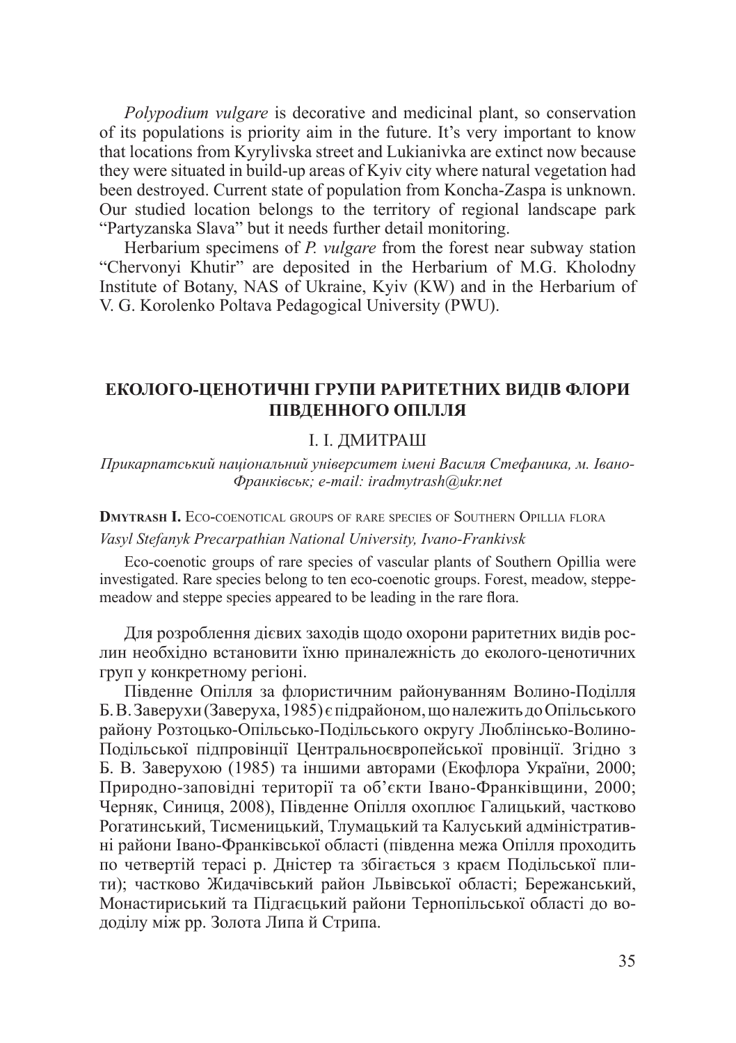*Polypodium vulgare* is decorative and medicinal plant, so conservation of its populations is priority aim in the future. It's very important to know that locations from Kyrylivska street and Lukianivka are extinct now because they were situated in build-up areas of Kyiv city where natural vegetation had been destroyed. Current state of population from Koncha-Zaspa is unknown. Our studied location belongs to the territory of regional landscape park "Partyzanska Slava" but it needs further detail monitoring.

Herbarium specimens of *P. vulgare* from the forest near subway station "Chervonyi Khutir" are deposited in the Herbarium of M.G. Kholodny Institute of Botany, NAS of Ukraine, Kyiv (KW) and in the Herbarium of V. G. Korolenko Poltava Pedagogical University (PWU).

## ЕКОЛОГО-ЦЕНОТИЧНІ ГРУПИ РАРИТЕТНИХ ВИДІВ ФЛОРИ ПІВДЕННОГО ОПІЛЛЯ

І. І. ДМИТРАШ

*Прикарпатський національний університет імені Василя Стефаника, м. Івано-Франківськ; e-mail: iradmytrash@ukr.net*

**Dmytrash I.** Eco-coenotical groups of rare species of Southern Opillia flora

*Vasyl Stefanyk Precarpathian National University, Ivano-Frankivsk*

Eco-coenotic groups of rare species of vascular plants of Southern Opillia were investigated. Rare species belong to ten eco-coenotic groups. Forest, meadow, steppe-meadow and steppe species appeared to be leading in the rare flora.

Для розроблення дієвих заходів щодо охорони раритетних видів рослин необхідно встановити їхню приналежність до еколого-ценотичних груп у конкретному регіоні.

Південне Опілля за флористичним районуванням Волино-Поділля Б. В. Заверухи (Заверуха, 1985) є підрайоном, що належить до Опільського району Розтоцько-Опільсько-Подільського округу Люблінсько-Волино-Подільської підпровінції Центральноєвропейської провінції. Згідно з Б. В. Заверухою (1985) та іншими авторами (Екофлора України, 2000; Природно-заповідні території та об'єкти Івано-Франківщини, 2000; Черняк, Синиця, 2008), Південне Опілля охоплює Галицький, частково Рогатинський, Тисменицький, Тлумацький та Калуський адміністративні райони Івано-Франківської області (південна межа Опілля проходить по четвертій терасі р. Дністер та збігається з краєм Подільської плити); частково Жидачівський район Львівської області; Бережанський, Монастириський та Підгаєцький райони Тернопільської області до вододілу між рр. Золота Липа й Стрипа.